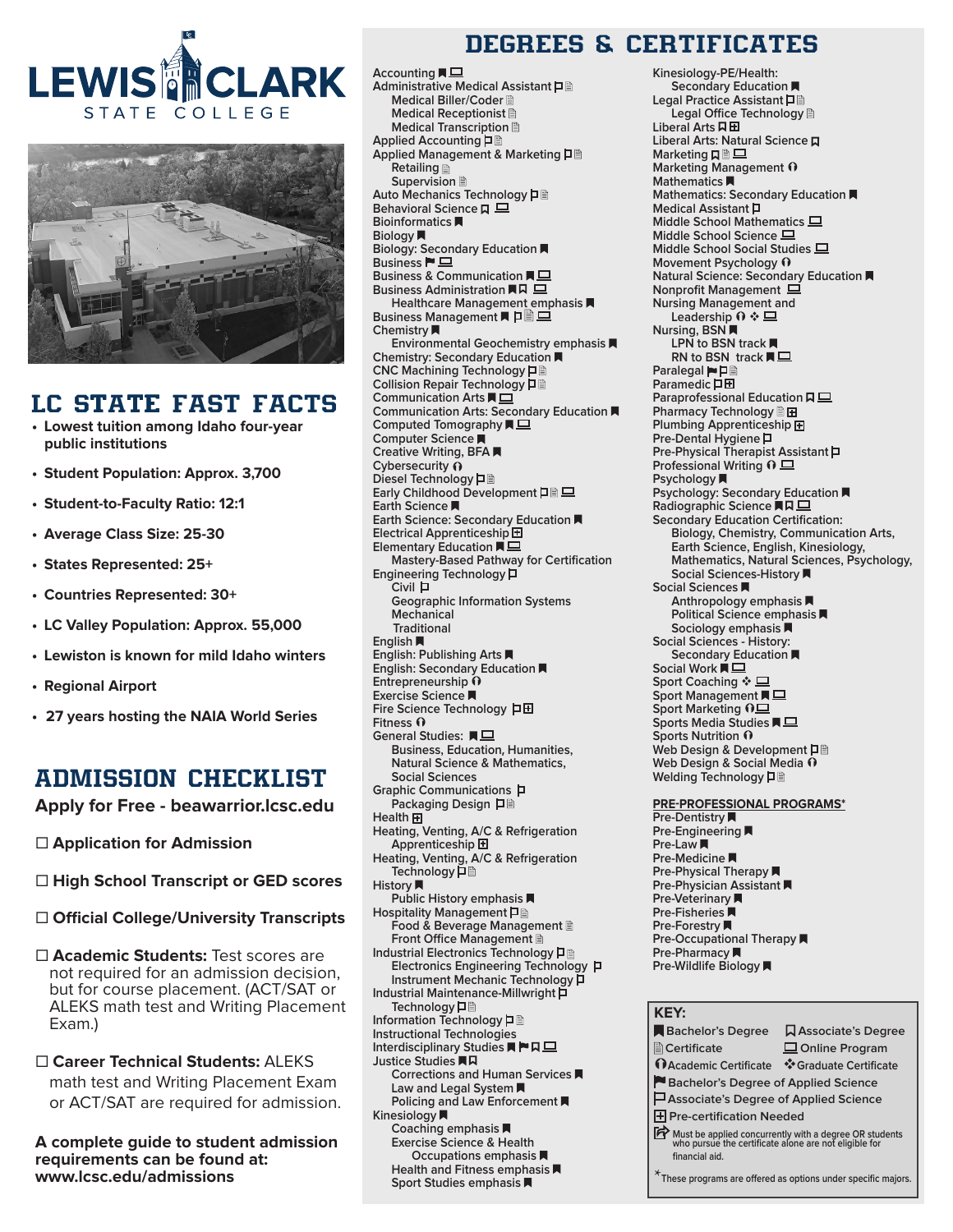# LEWIS CLARK STATE COLLEGE

## LC STATE FAST FACTS

- **Lowest tuition among Idaho four-year public institutions**
- **Student Population: Approx. 3,700**
- **Student-to-Faculty Ratio: 12:1**
- **Average Class Size: 25-30**
- **States Represented: 25+**
- **Countries Represented: 30+**
- **LC Valley Population: Approx. 55,000**
- **Lewiston is known for mild Idaho winters**
- **Regional Airport**
- **27 years hosting the NAIA World Series**

## ADMISSION CHECKLIST

**Apply for Free - beawarrior.lcsc.edu**

- ☐ **Application for Admission**
- ☐ **High School Transcript or GED scores**
- ☐ **Official College/University Transcripts**
- ☐ **Academic Students:** Test scores are not required for an admission decision, but for course placement. (ACT/SAT or ALEKS math test and Writing Placement Exam.)
- ☐ **Career Technical Students:** ALEKS math test and Writing Placement Exam or ACT/SAT are required for admission.

**A complete guide to student admission requirements can be found at: www.lcsc.edu/admissions**

## DEGREES & CERTIFICATES

(Symbols from the key are shown in brackets: [B] Bachelor's Degree, [A] Associate's Degree, [C] Certificate, [O] Online Program, [AC] Academic Certificate, [GC] Graduate Certificate, [BAS] Bachelor's Degree of Applied Science, [AAS] Associate's Degree of Applied Science, [P] Pre-certification Needed)

- Accounting [B] [O]
- Administrative Medical Assistant [AAS] [C]
  - Medical Biller/Coder [C]
  - Medical Receptionist [C]
  - Medical Transcription [C]
- Applied Accounting [AAS] [C]
- Applied Management & Marketing [AAS] [C]
  - Retailing [C]
  - Supervision [C]
- Auto Mechanics Technology [AAS] [C]
- Behavioral Science [A] [O]
- Bioinformatics [B]
- Biology [B]
- Biology: Secondary Education [B]
- Business [BAS] [O]
- Business & Communication [B] [O]
- Business Administration [B] [A] [O]
  - Healthcare Management emphasis [B]
- Business Management [B] [AAS] [C] [O]
- Chemistry [B]
  - Environmental Geochemistry emphasis [B]
- Chemistry: Secondary Education [B]
- CNC Machining Technology [AAS] [C]
- Collision Repair Technology [AAS] [C]
- Communication Arts [B] [O]
- Communication Arts: Secondary Education [B]
- Computed Tomography [B] [O]
- Computer Science [B]
- Creative Writing, BFA [B]
- Cybersecurity [AC]
- Diesel Technology [AAS] [C]
- Early Childhood Development [AAS] [C] [O]
- Earth Science [B]
- Earth Science: Secondary Education [B]
- Electrical Apprenticeship [P]
- Elementary Education [B] [O]
  - Mastery-Based Pathway for Certification
- Engineering Technology [AAS]
  - Civil [AAS]
  - Geographic Information Systems
  - Mechanical
  - Traditional
- English [B]
- English: Publishing Arts [B]
- English: Secondary Education [B]
- Entrepreneurship [AC]
- Exercise Science [B]
- Fire Science Technology [AAS] [P]
- Fitness [AC]
- General Studies: [B] [O]
  - Business, Education, Humanities, Natural Science & Mathematics, Social Sciences
- Graphic Communications [AAS]
  - Packaging Design [AAS] [C]
- Health [P]
- Heating, Venting, A/C & Refrigeration Apprenticeship [P]
- Heating, Venting, A/C & Refrigeration Technology [AAS] [C]
- History [B]
  - Public History emphasis [B]
- Hospitality Management [AAS] [C]
  - Food & Beverage Management [C]
  - Front Office Management [C]
- Industrial Electronics Technology [AAS] [C]
  - Electronics Engineering Technology [AAS]
  - Instrument Mechanic Technology [AAS]
- Industrial Maintenance-Millwright Technology [AAS] [C]
- Information Technology [AAS] [C]
- Instructional Technologies
- Interdisciplinary Studies [B] [BAS] [A] [O]
- Justice Studies [B] [A]
  - Corrections and Human Services [B]
  - Law and Legal System [B]
  - Policing and Law Enforcement [B]
- Kinesiology [B]
  - Coaching emphasis [B]
  - Exercise Science & Health Occupations emphasis [B]
  - Health and Fitness emphasis [B]
  - Sport Studies emphasis [B]
- Kinesiology-PE/Health: Secondary Education [B]
- Legal Practice Assistant [AAS] [C]
  - Legal Office Technology [C]
- Liberal Arts [A] [P]
- Liberal Arts: Natural Science [A]
- Marketing [A] [C] [O]
- Marketing Management [AC]
- Mathematics [B]
- Mathematics: Secondary Education [B]
- Medical Assistant [AAS]
- Middle School Mathematics [O]
- Middle School Science [O]
- Middle School Social Studies [O]
- Movement Psychology [AC]
- Natural Science: Secondary Education [B]
- Nonprofit Management [O]
- Nursing Management and Leadership [AC] [GC] [O]
- Nursing, BSN [B]
  - LPN to BSN track [B]
  - RN to BSN track [B] [O]
- Paralegal [BAS] [AAS] [C]
- Paramedic [AAS] [P]
- Paraprofessional Education [A] [O]
- Pharmacy Technology [C] [P]
- Plumbing Apprenticeship [P]
- Pre-Dental Hygiene [AAS]
- Pre-Physical Therapist Assistant [AAS]
- Professional Writing [AC] [O]
- Psychology [B]
- Psychology: Secondary Education [B]
- Radiographic Science [B] [A] [O]
- Secondary Education Certification:
  - Biology, Chemistry, Communication Arts, Earth Science, English, Kinesiology, Mathematics, Natural Sciences, Psychology, Social Sciences-History [B]
- Social Sciences [B]
  - Anthropology emphasis [B]
  - Political Science emphasis [B]
  - Sociology emphasis [B]
- Social Sciences - History: Secondary Education [B]
- Social Work [B] [O]
- Sport Coaching [GC] [O]
- Sport Management [B] [O]
- Sport Marketing [AC] [O]
- Sports Media Studies [B] [O]
- Sports Nutrition [AC]
- Web Design & Development [AAS] [C]
- Web Design & Social Media [AC]
- Welding Technology [AAS] [C]

### PRE-PROFESSIONAL PROGRAMS*

- Pre-Dentistry [B]
- Pre-Engineering [B]
- Pre-Law [B]
- Pre-Medicine [B]
- Pre-Physical Therapy [B]
- Pre-Physician Assistant [B]
- Pre-Veterinary [B]
- Pre-Fisheries [B]
- Pre-Forestry [B]
- Pre-Occupational Therapy [B]
- Pre-Pharmacy [B]
- Pre-Wildlife Biology [B]

### KEY:

- Bachelor's Degree
- Associate's Degree
- Certificate
- Online Program
- Academic Certificate
- Graduate Certificate
- Bachelor's Degree of Applied Science
- Associate's Degree of Applied Science
- Pre-certification Needed
- Must be applied concurrently with a degree OR students who pursue the certificate alone are not eligible for financial aid.

*These programs are offered as options under specific majors.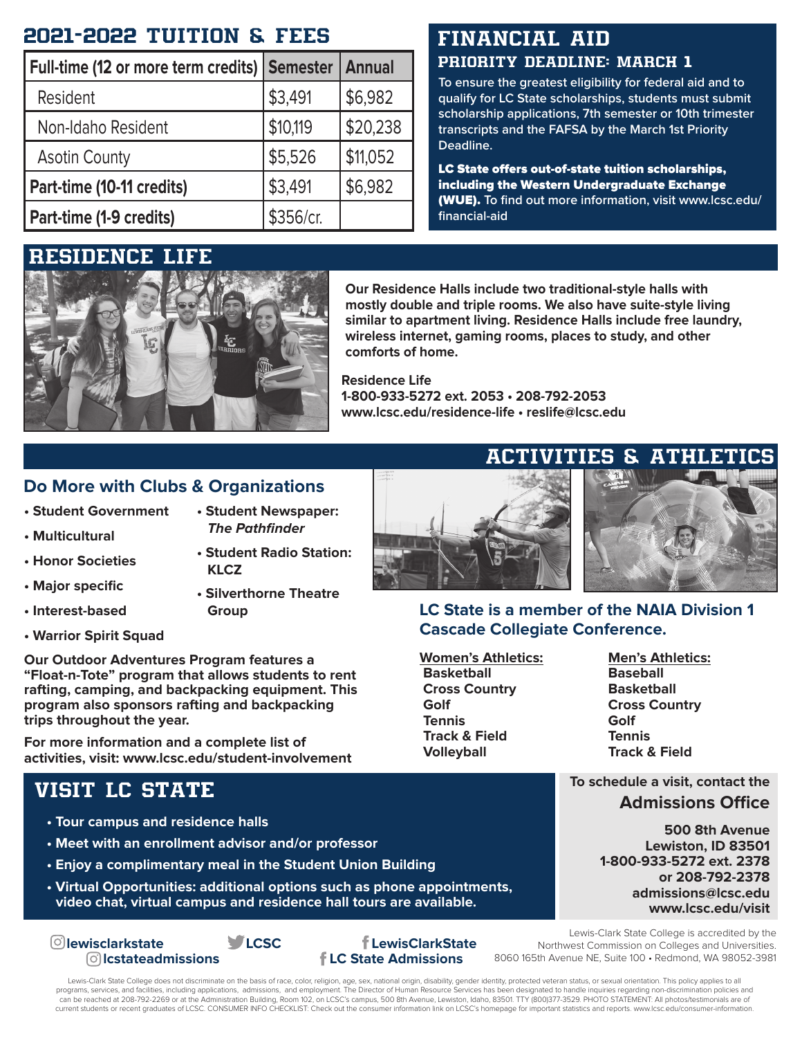## 2021-2022 TUITION & FEES

| Full-time (12 or more term credits) | Semester | Annual |
|---|---|---|
| Resident | $3,491 | $6,982 |
| Non-Idaho Resident | $10,119 | $20,238 |
| Asotin County | $5,526 | $11,052 |
| **Part-time (10-11 credits)** | $3,491 | $6,982 |
| **Part-time (1-9 credits)** | $356/cr. | |

## FINANCIAL AID

### PRIORITY DEADLINE: MARCH 1

**To ensure the greatest eligibility for federal aid and to qualify for LC State scholarships, students must submit scholarship applications, 7th semester or 10th trimester transcripts and the FAFSA by the March 1st Priority Deadline.**

**LC State offers out-of-state tuition scholarships, including the Western Undergraduate Exchange (WUE).** To find out more information, visit www.lcsc.edu/financial-aid

## RESIDENCE LIFE

**Our Residence Halls include two traditional-style halls with mostly double and triple rooms. We also have suite-style living similar to apartment living. Residence Halls include free laundry, wireless internet, gaming rooms, places to study, and other comforts of home.**

**Residence Life**
**1-800-933-5272 ext. 2053 • 208-792-2053**
**www.lcsc.edu/residence-life • reslife@lcsc.edu**

## ACTIVITIES & ATHLETICS

### Do More with Clubs & Organizations

- **Student Government**
- **Multicultural**
- **Honor Societies**
- **Major specific**
- **Interest-based**
- **Warrior Spirit Squad**
- **Student Newspaper: *The Pathfinder***
- **Student Radio Station: KLCZ**
- **Silverthorne Theatre Group**

**Our Outdoor Adventures Program features a “Float-n-Tote” program that allows students to rent rafting, camping, and backpacking equipment. This program also sponsors rafting and backpacking trips throughout the year.**

**For more information and a complete list of activities, visit: www.lcsc.edu/student-involvement**

### LC State is a member of the NAIA Division 1 Cascade Collegiate Conference.

**Women’s Athletics:**
- Basketball
- Cross Country
- Golf
- Tennis
- Track & Field
- Volleyball

**Men’s Athletics:**
- Baseball
- Basketball
- Cross Country
- Golf
- Tennis
- Track & Field

## VISIT LC STATE

- **Tour campus and residence halls**
- **Meet with an enrollment advisor and/or professor**
- **Enjoy a complimentary meal in the Student Union Building**
- **Virtual Opportunities: additional options such as phone appointments, video chat, virtual campus and residence hall tours are available.**

**To schedule a visit, contact the**
### Admissions Office

**500 8th Avenue**
**Lewiston, ID 83501**
**1-800-933-5272 ext. 2378**
**or 208-792-2378**
**admissions@lcsc.edu**
**www.lcsc.edu/visit**

**lewisclarkstate** **lcstateadmissions** **LCSC** **LewisClarkState** **LC State Admissions**

Lewis-Clark State College is accredited by the Northwest Commission on Colleges and Universities. 8060 165th Avenue NE, Suite 100 • Redmond, WA 98052-3981

Lewis-Clark State College does not discriminate on the basis of race, color, religion, age, sex, national origin, disability, gender identity, protected veteran status, or sexual orientation. This policy applies to all programs, services, and facilities, including applications, admissions, and employment. The Director of Human Resource Services has been designated to handle inquiries regarding non-discrimination policies and can be reached at 208-792-2269 or at the Administration Building, Room 102, on LCSC's campus, 500 8th Avenue, Lewiston, Idaho, 83501. TTY (800)377-3529. PHOTO STATEMENT: All photos/testimonials are of current students or recent graduates of LCSC. CONSUMER INFO CHECKLIST: Check out the consumer information link on LCSC's homepage for important statistics and reports. www.lcsc.edu/consumer-information.